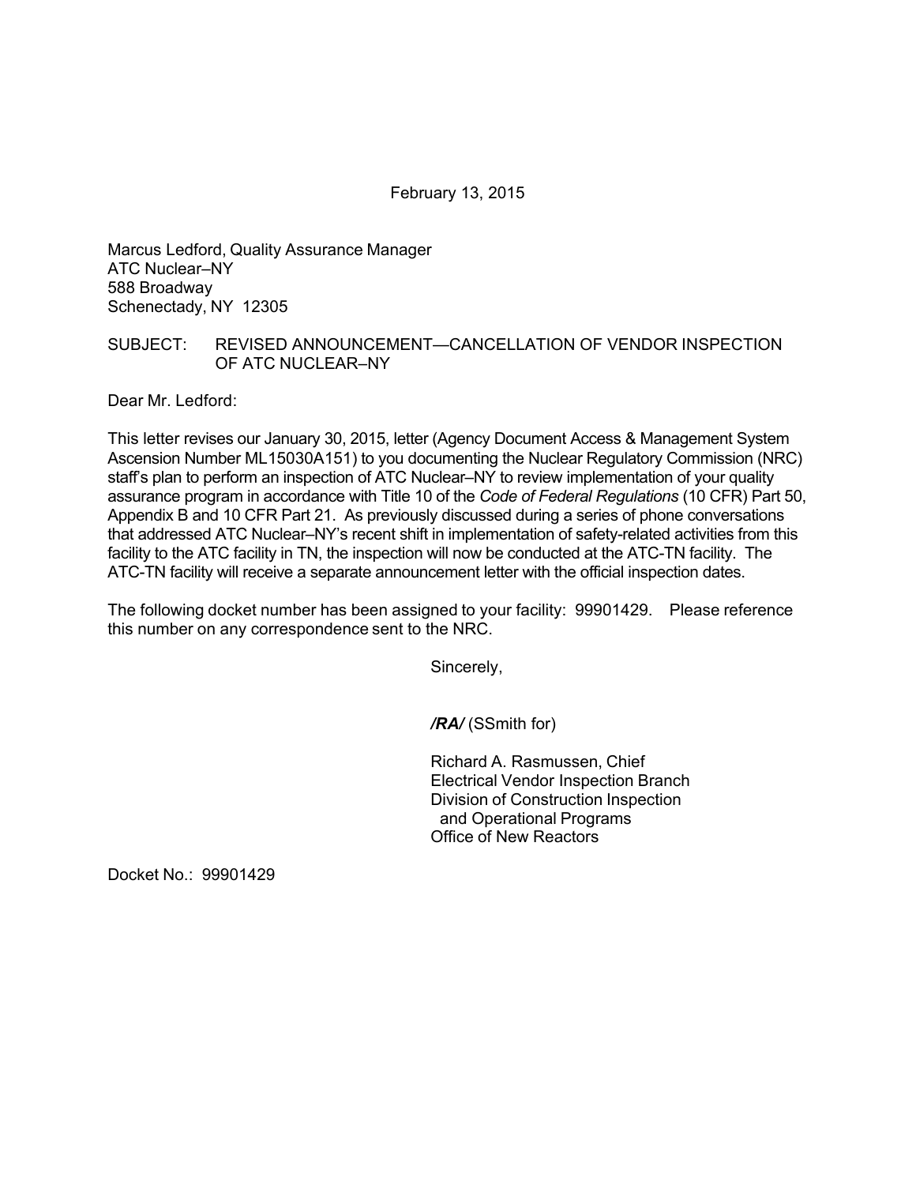February 13, 2015

Marcus Ledford, Quality Assurance Manager
ATC Nuclear–NY
588 Broadway
Schenectady, NY 12305

SUBJECT: REVISED ANNOUNCEMENT—CANCELLATION OF VENDOR INSPECTION OF ATC NUCLEAR–NY

Dear Mr. Ledford:

This letter revises our January 30, 2015, letter (Agency Document Access & Management System Ascension Number ML15030A151) to you documenting the Nuclear Regulatory Commission (NRC) staff's plan to perform an inspection of ATC Nuclear–NY to review implementation of your quality assurance program in accordance with Title 10 of the *Code of Federal Regulations* (10 CFR) Part 50, Appendix B and 10 CFR Part 21. As previously discussed during a series of phone conversations that addressed ATC Nuclear–NY's recent shift in implementation of safety-related activities from this facility to the ATC facility in TN, the inspection will now be conducted at the ATC-TN facility. The ATC-TN facility will receive a separate announcement letter with the official inspection dates.

The following docket number has been assigned to your facility: 99901429. Please reference this number on any correspondence sent to the NRC.

Sincerely,

***/RA/*** (SSmith for)

Richard A. Rasmussen, Chief
Electrical Vendor Inspection Branch
Division of Construction Inspection
and Operational Programs
Office of New Reactors

Docket No.: 99901429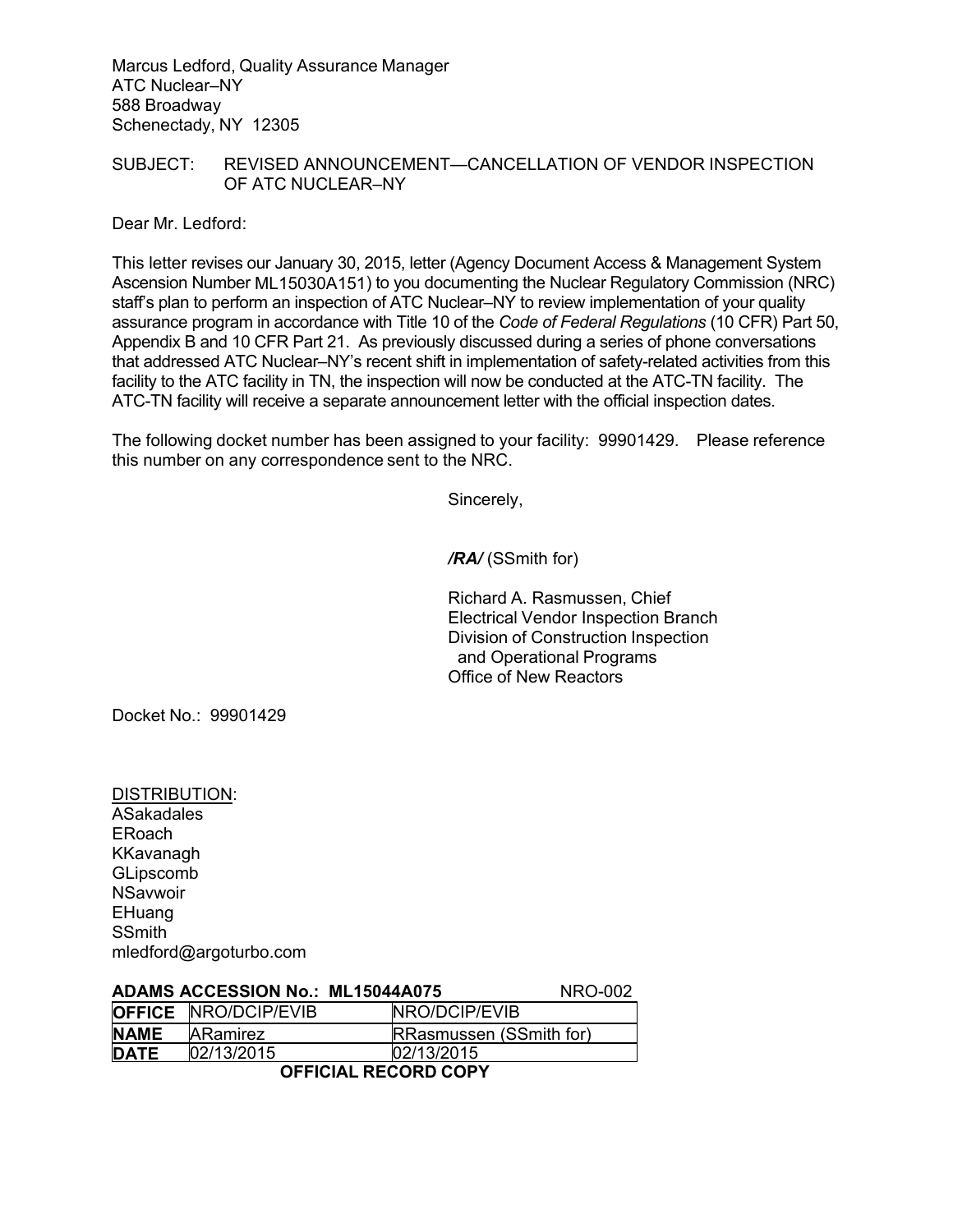Marcus Ledford, Quality Assurance Manager
ATC Nuclear–NY
588 Broadway
Schenectady, NY 12305

SUBJECT: REVISED ANNOUNCEMENT—CANCELLATION OF VENDOR INSPECTION OF ATC NUCLEAR–NY

Dear Mr. Ledford:

This letter revises our January 30, 2015, letter (Agency Document Access & Management System Ascension Number ML15030A151) to you documenting the Nuclear Regulatory Commission (NRC) staff's plan to perform an inspection of ATC Nuclear–NY to review implementation of your quality assurance program in accordance with Title 10 of the *Code of Federal Regulations* (10 CFR) Part 50, Appendix B and 10 CFR Part 21. As previously discussed during a series of phone conversations that addressed ATC Nuclear–NY's recent shift in implementation of safety-related activities from this facility to the ATC facility in TN, the inspection will now be conducted at the ATC-TN facility. The ATC-TN facility will receive a separate announcement letter with the official inspection dates.

The following docket number has been assigned to your facility: 99901429. Please reference this number on any correspondence sent to the NRC.

Sincerely,

***/RA/*** (SSmith for)

Richard A. Rasmussen, Chief
Electrical Vendor Inspection Branch
Division of Construction Inspection
and Operational Programs
Office of New Reactors

Docket No.: 99901429

DISTRIBUTION:
ASakadales
ERoach
KKavanagh
GLipscomb
NSavwoir
EHuang
SSmith
mledford@argoturbo.com

**ADAMS ACCESSION No.: ML15044A075** NRO-002

| | | |
|---|---|---|
| **OFFICE** | NRO/DCIP/EVIB | NRO/DCIP/EVIB |
| **NAME** | ARamirez | RRasmussen (SSmith for) |
| **DATE** | 02/13/2015 | 02/13/2015 |

**OFFICIAL RECORD COPY**